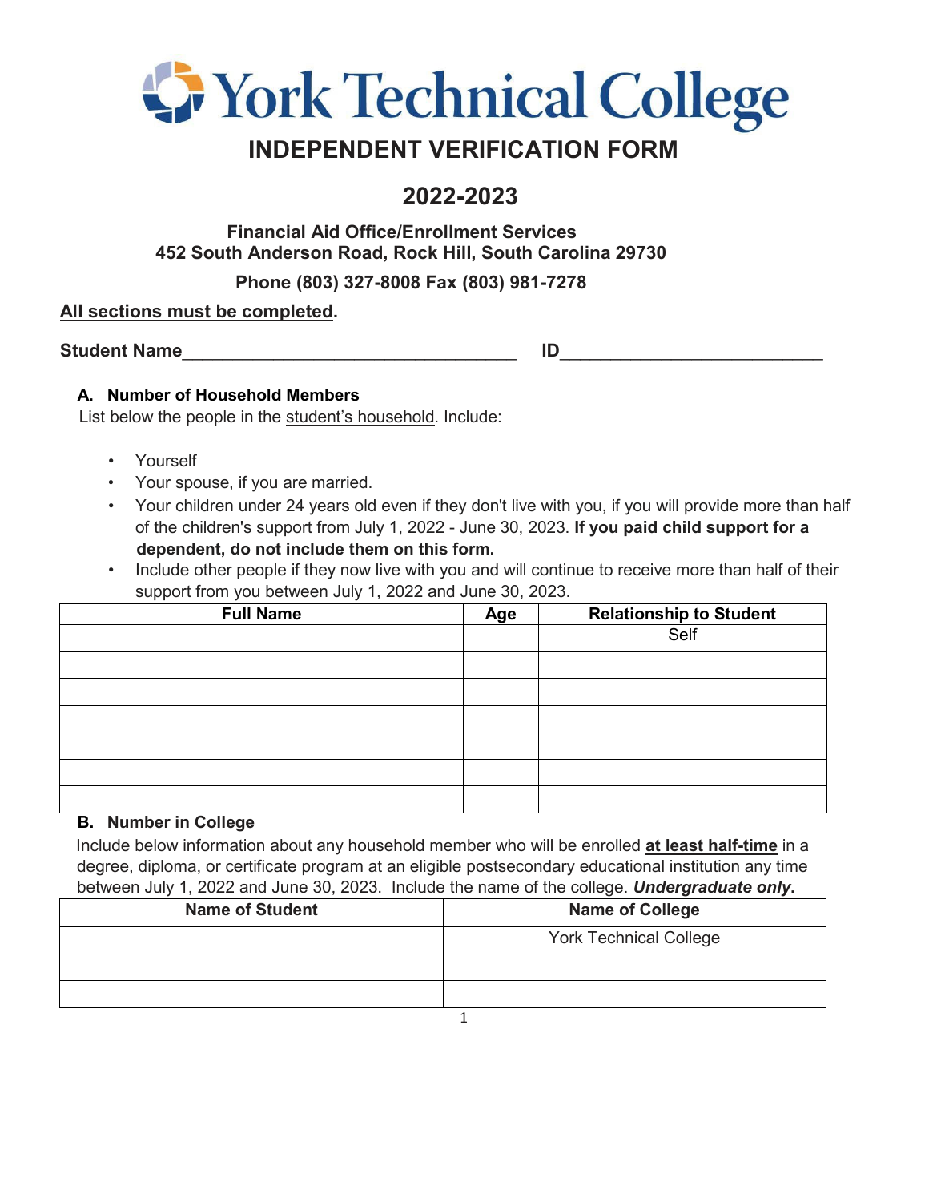# York Technical College

## INDEPENDENT VERIFICATION FORM

## 2022-2023

**Financial Aid Office/Enrollment Services**
**452 South Anderson Road, Rock Hill, South Carolina 29730**

**Phone (803) 327-8008 Fax (803) 981-7278**

**All sections must be completed.**

**Student Name**___________________________________ **ID**___________________________

### A. Number of Household Members

List below the people in the student's household. Include:

- Yourself
- Your spouse, if you are married.
- Your children under 24 years old even if they don't live with you, if you will provide more than half of the children's support from July 1, 2022 - June 30, 2023. **If you paid child support for a dependent, do not include them on this form.**
- Include other people if they now live with you and will continue to receive more than half of their support from you between July 1, 2022 and June 30, 2023.

| Full Name | Age | Relationship to Student |
|---|---|---|
| | | Self |
| | | |
| | | |
| | | |
| | | |
| | | |
| | | |

### B. Number in College

Include below information about any household member who will be enrolled **at least half-time** in a degree, diploma, or certificate program at an eligible postsecondary educational institution any time between July 1, 2022 and June 30, 2023. Include the name of the college. ***Undergraduate only*.**

| Name of Student | Name of College |
|---|---|
| | York Technical College |
| | |
| | |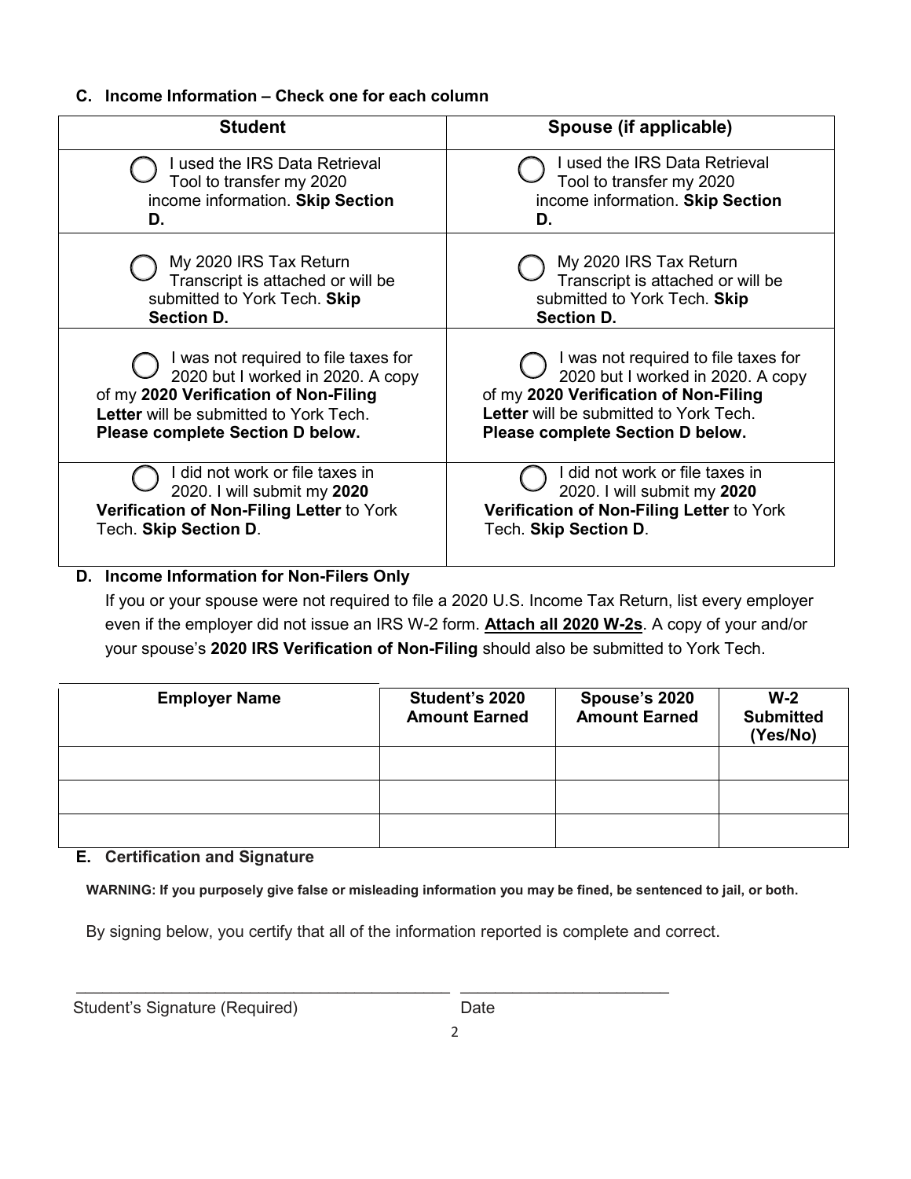### C. Income Information – Check one for each column

| Student | Spouse (if applicable) |
|---|---|
| ◯ I used the IRS Data Retrieval Tool to transfer my 2020 income information. **Skip Section D.** | ◯ I used the IRS Data Retrieval Tool to transfer my 2020 income information. **Skip Section D.** |
| ◯ My 2020 IRS Tax Return Transcript is attached or will be submitted to York Tech. **Skip Section D.** | ◯ My 2020 IRS Tax Return Transcript is attached or will be submitted to York Tech. **Skip Section D.** |
| ◯ I was not required to file taxes for 2020 but I worked in 2020. A copy of my **2020 Verification of Non-Filing Letter** will be submitted to York Tech. **Please complete Section D below.** | ◯ I was not required to file taxes for 2020 but I worked in 2020. A copy of my **2020 Verification of Non-Filing Letter** will be submitted to York Tech. **Please complete Section D below.** |
| ◯ I did not work or file taxes in 2020. I will submit my **2020 Verification of Non-Filing Letter** to York Tech. **Skip Section D**. | ◯ I did not work or file taxes in 2020. I will submit my **2020 Verification of Non-Filing Letter** to York Tech. **Skip Section D**. |

### D. Income Information for Non-Filers Only

If you or your spouse were not required to file a 2020 U.S. Income Tax Return, list every employer even if the employer did not issue an IRS W-2 form. **Attach all 2020 W-2s**. A copy of your and/or your spouse's **2020 IRS Verification of Non-Filing** should also be submitted to York Tech.

| Employer Name | Student's 2020 Amount Earned | Spouse's 2020 Amount Earned | W-2 Submitted (Yes/No) |
|---|---|---|---|
| | | | |
| | | | |
| | | | |

### E. Certification and Signature

**WARNING: If you purposely give false or misleading information you may be fined, be sentenced to jail, or both.**

By signing below, you certify that all of the information reported is complete and correct.

\_\_\_\_\_\_\_\_\_\_\_\_\_\_\_\_\_\_\_\_\_\_\_\_\_\_\_\_\_\_\_\_\_\_\_\_\_\_\_\_ \_\_\_\_\_\_\_\_\_\_\_\_\_\_\_\_\_\_\_\_\_\_\_\_

Student's Signature (Required) Date